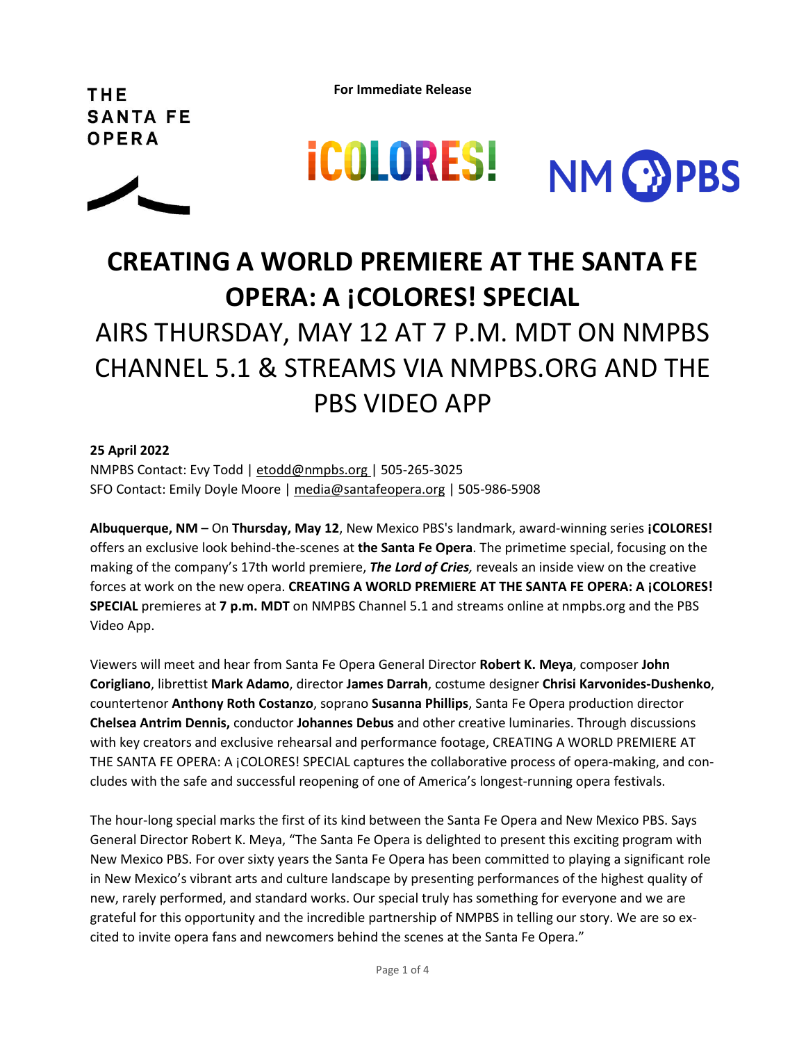THE SANTA FE OPERA

**For Immediate Release**

¡COLORES! NM PBS

# CREATING A WORLD PREMIERE AT THE SANTA FE OPERA: A ¡COLORES! SPECIAL

## AIRS THURSDAY, MAY 12 AT 7 P.M. MDT ON NMPBS CHANNEL 5.1 & STREAMS VIA NMPBS.ORG AND THE PBS VIDEO APP

**25 April 2022**
NMPBS Contact: Evy Todd | etodd@nmpbs.org | 505-265-3025
SFO Contact: Emily Doyle Moore | media@santafeopera.org | 505-986-5908

**Albuquerque, NM –** On **Thursday, May 12**, New Mexico PBS's landmark, award-winning series **¡COLORES!** offers an exclusive look behind-the-scenes at **the Santa Fe Opera**. The primetime special, focusing on the making of the company's 17th world premiere, ***The Lord of Cries,*** reveals an inside view on the creative forces at work on the new opera. **CREATING A WORLD PREMIERE AT THE SANTA FE OPERA: A ¡COLORES! SPECIAL** premieres at **7 p.m. MDT** on NMPBS Channel 5.1 and streams online at nmpbs.org and the PBS Video App.

Viewers will meet and hear from Santa Fe Opera General Director **Robert K. Meya**, composer **John Corigliano**, librettist **Mark Adamo**, director **James Darrah**, costume designer **Chrisi Karvonides-Dushenko**, countertenor **Anthony Roth Costanzo**, soprano **Susanna Phillips**, Santa Fe Opera production director **Chelsea Antrim Dennis,** conductor **Johannes Debus** and other creative luminaries. Through discussions with key creators and exclusive rehearsal and performance footage, CREATING A WORLD PREMIERE AT THE SANTA FE OPERA: A ¡COLORES! SPECIAL captures the collaborative process of opera-making, and concludes with the safe and successful reopening of one of America's longest-running opera festivals.

The hour-long special marks the first of its kind between the Santa Fe Opera and New Mexico PBS. Says General Director Robert K. Meya, "The Santa Fe Opera is delighted to present this exciting program with New Mexico PBS. For over sixty years the Santa Fe Opera has been committed to playing a significant role in New Mexico's vibrant arts and culture landscape by presenting performances of the highest quality of new, rarely performed, and standard works. Our special truly has something for everyone and we are grateful for this opportunity and the incredible partnership of NMPBS in telling our story. We are so excited to invite opera fans and newcomers behind the scenes at the Santa Fe Opera."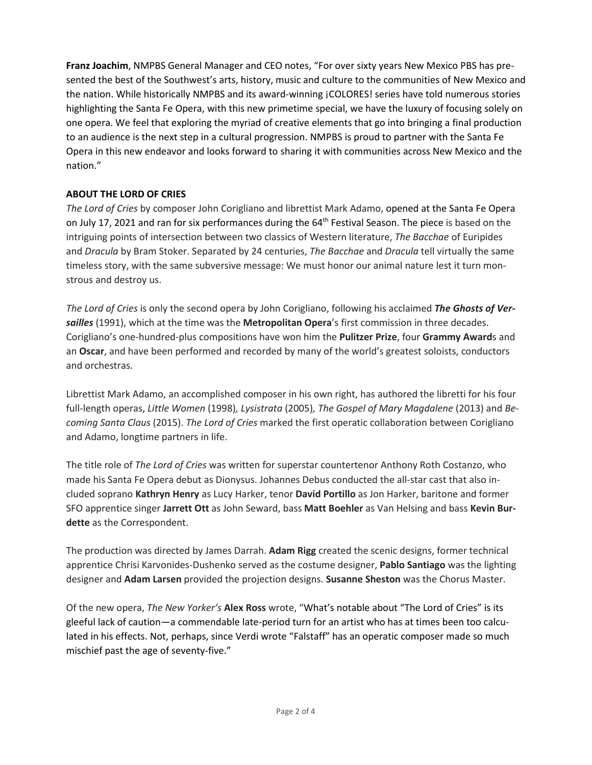**Franz Joachim**, NMPBS General Manager and CEO notes, "For over sixty years New Mexico PBS has presented the best of the Southwest's arts, history, music and culture to the communities of New Mexico and the nation. While historically NMPBS and its award-winning ¡COLORES! series have told numerous stories highlighting the Santa Fe Opera, with this new primetime special, we have the luxury of focusing solely on one opera. We feel that exploring the myriad of creative elements that go into bringing a final production to an audience is the next step in a cultural progression. NMPBS is proud to partner with the Santa Fe Opera in this new endeavor and looks forward to sharing it with communities across New Mexico and the nation."

**ABOUT THE LORD OF CRIES**

*The Lord of Cries* by composer John Corigliano and librettist Mark Adamo, opened at the Santa Fe Opera on July 17, 2021 and ran for six performances during the 64th Festival Season. The piece is based on the intriguing points of intersection between two classics of Western literature, *The Bacchae* of Euripides and *Dracula* by Bram Stoker. Separated by 24 centuries, *The Bacchae* and *Dracula* tell virtually the same timeless story, with the same subversive message: We must honor our animal nature lest it turn monstrous and destroy us.

*The Lord of Cries* is only the second opera by John Corigliano, following his acclaimed ***The Ghosts of Versailles*** (1991), which at the time was the **Metropolitan Opera**'s first commission in three decades. Corigliano's one-hundred-plus compositions have won him the **Pulitzer Prize**, four **Grammy Award**s and an **Oscar**, and have been performed and recorded by many of the world's greatest soloists, conductors and orchestras.

Librettist Mark Adamo, an accomplished composer in his own right, has authored the libretti for his four full-length operas, *Little Women* (1998)*, Lysistrata* (2005)*, The Gospel of Mary Magdalene* (2013) and *Becoming Santa Claus* (2015). *The Lord of Cries* marked the first operatic collaboration between Corigliano and Adamo, longtime partners in life.

The title role of *The Lord of Cries* was written for superstar countertenor Anthony Roth Costanzo, who made his Santa Fe Opera debut as Dionysus. Johannes Debus conducted the all-star cast that also included soprano **Kathryn Henry** as Lucy Harker, tenor **David Portillo** as Jon Harker, baritone and former SFO apprentice singer **Jarrett Ott** as John Seward, bass **Matt Boehler** as Van Helsing and bass **Kevin Burdette** as the Correspondent.

The production was directed by James Darrah. **Adam Rigg** created the scenic designs, former technical apprentice Chrisi Karvonides-Dushenko served as the costume designer, **Pablo Santiago** was the lighting designer and **Adam Larsen** provided the projection designs. **Susanne Sheston** was the Chorus Master.

Of the new opera, *The New Yorker's* **Alex Ross** wrote, "What's notable about "The Lord of Cries" is its gleeful lack of caution—a commendable late-period turn for an artist who has at times been too calculated in his effects. Not, perhaps, since Verdi wrote "Falstaff" has an operatic composer made so much mischief past the age of seventy-five."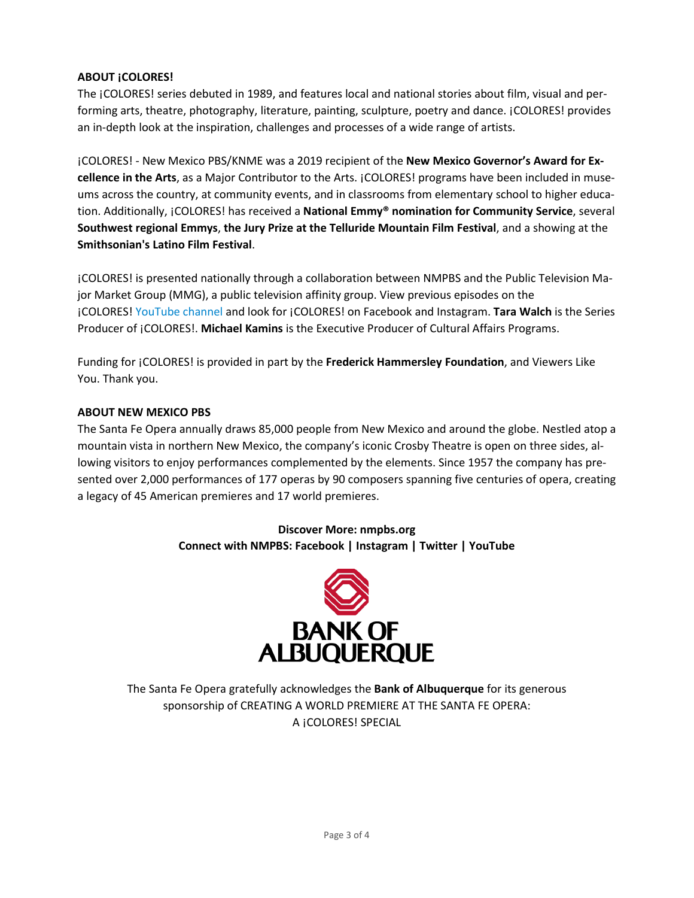**ABOUT ¡COLORES!**

The ¡COLORES! series debuted in 1989, and features local and national stories about film, visual and performing arts, theatre, photography, literature, painting, sculpture, poetry and dance. ¡COLORES! provides an in-depth look at the inspiration, challenges and processes of a wide range of artists.

¡COLORES! - New Mexico PBS/KNME was a 2019 recipient of the **New Mexico Governor's Award for Excellence in the Arts**, as a Major Contributor to the Arts. ¡COLORES! programs have been included in museums across the country, at community events, and in classrooms from elementary school to higher education. Additionally, ¡COLORES! has received a **National Emmy® nomination for Community Service**, several **Southwest regional Emmys**, **the Jury Prize at the Telluride Mountain Film Festival**, and a showing at the **Smithsonian's Latino Film Festival**.

¡COLORES! is presented nationally through a collaboration between NMPBS and the Public Television Major Market Group (MMG), a public television affinity group. View previous episodes on the ¡COLORES! YouTube channel and look for ¡COLORES! on Facebook and Instagram. **Tara Walch** is the Series Producer of ¡COLORES!. **Michael Kamins** is the Executive Producer of Cultural Affairs Programs.

Funding for ¡COLORES! is provided in part by the **Frederick Hammersley Foundation**, and Viewers Like You. Thank you.

**ABOUT NEW MEXICO PBS**

The Santa Fe Opera annually draws 85,000 people from New Mexico and around the globe. Nestled atop a mountain vista in northern New Mexico, the company's iconic Crosby Theatre is open on three sides, allowing visitors to enjoy performances complemented by the elements. Since 1957 the company has presented over 2,000 performances of 177 operas by 90 composers spanning five centuries of opera, creating a legacy of 45 American premieres and 17 world premieres.

**Discover More: nmpbs.org**
**Connect with NMPBS: Facebook | Instagram | Twitter | YouTube**

BANK OF ALBUQUERQUE

The Santa Fe Opera gratefully acknowledges the **Bank of Albuquerque** for its generous sponsorship of CREATING A WORLD PREMIERE AT THE SANTA FE OPERA: A ¡COLORES! SPECIAL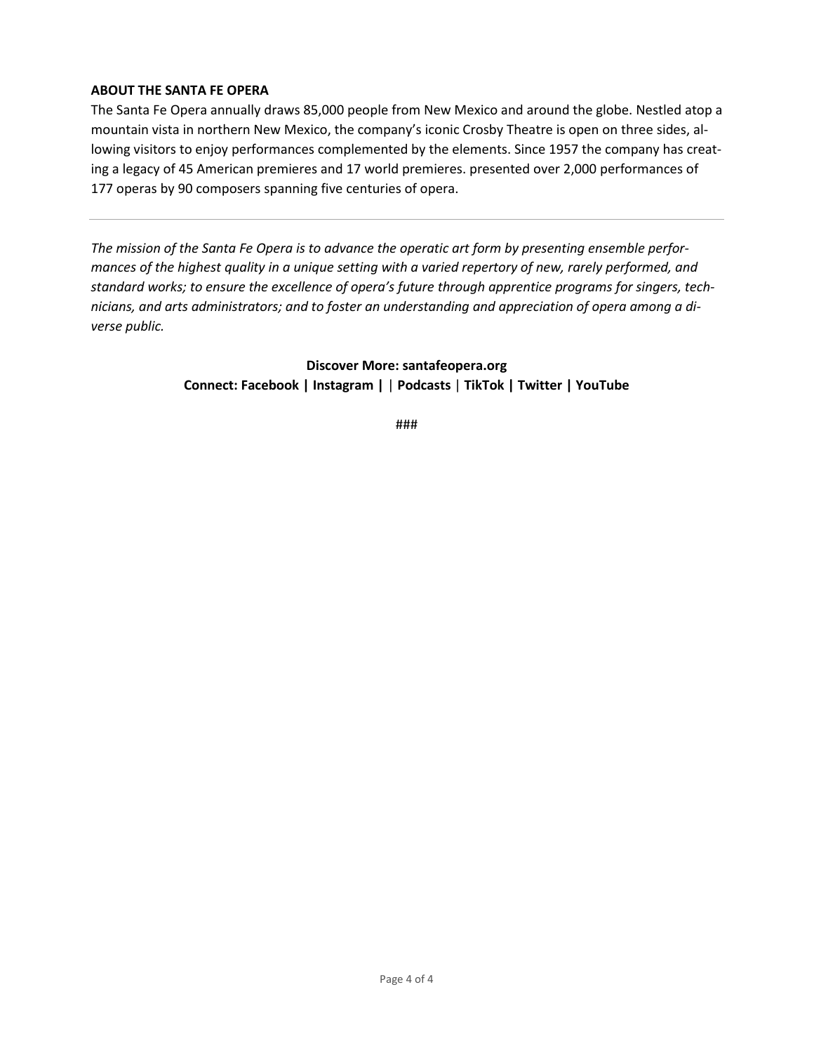**ABOUT THE SANTA FE OPERA**

The Santa Fe Opera annually draws 85,000 people from New Mexico and around the globe. Nestled atop a mountain vista in northern New Mexico, the company's iconic Crosby Theatre is open on three sides, allowing visitors to enjoy performances complemented by the elements. Since 1957 the company has creating a legacy of 45 American premieres and 17 world premieres. presented over 2,000 performances of 177 operas by 90 composers spanning five centuries of opera.

---

*The mission of the Santa Fe Opera is to advance the operatic art form by presenting ensemble performances of the highest quality in a unique setting with a varied repertory of new, rarely performed, and standard works; to ensure the excellence of opera's future through apprentice programs for singers, technicians, and arts administrators; and to foster an understanding and appreciation of opera among a diverse public.*

**Discover More: santafeopera.org**
**Connect: Facebook | Instagram |** | **Podcasts** | **TikTok | Twitter | YouTube**

###